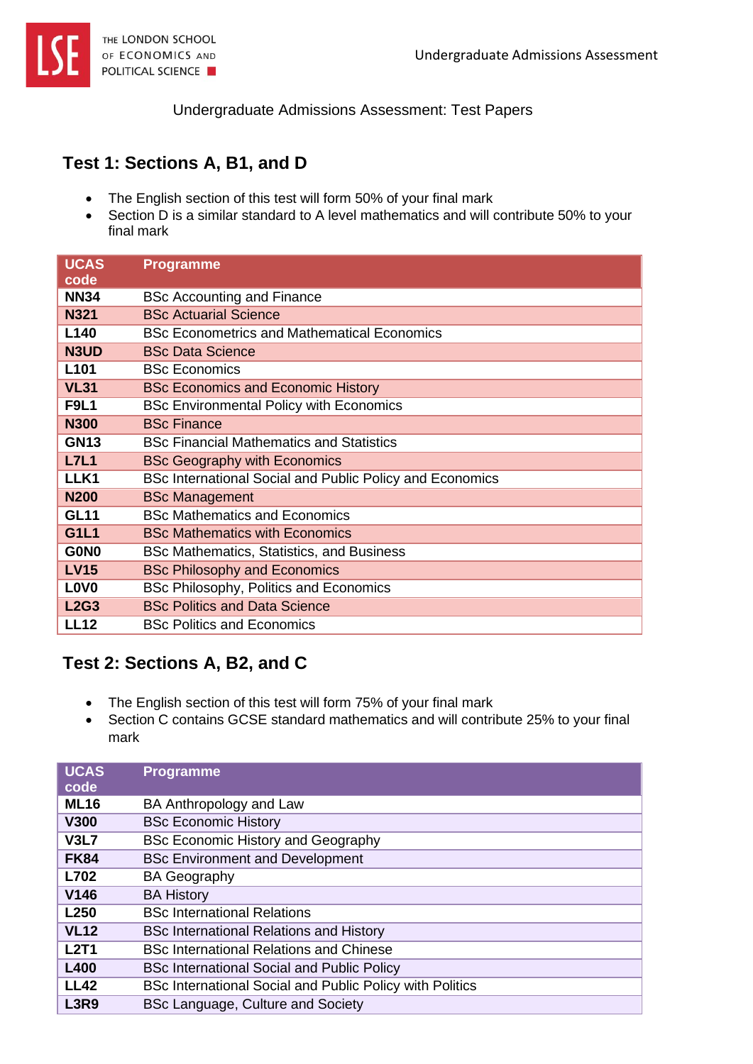Undergraduate Admissions Assessment: Test Papers

## Test 1: Sections A, B1, and D

- The English section of this test will form 50% of your final mark
- Section D is a similar standard to A level mathematics and will contribute 50% to your final mark

| UCAS code | Programme |
|---|---|
| **NN34** | BSc Accounting and Finance |
| **N321** | BSc Actuarial Science |
| **L140** | BSc Econometrics and Mathematical Economics |
| **N3UD** | BSc Data Science |
| **L101** | BSc Economics |
| **VL31** | BSc Economics and Economic History |
| **F9L1** | BSc Environmental Policy with Economics |
| **N300** | BSc Finance |
| **GN13** | BSc Financial Mathematics and Statistics |
| **L7L1** | BSc Geography with Economics |
| **LLK1** | BSc International Social and Public Policy and Economics |
| **N200** | BSc Management |
| **GL11** | BSc Mathematics and Economics |
| **G1L1** | BSc Mathematics with Economics |
| **G0N0** | BSc Mathematics, Statistics, and Business |
| **LV15** | BSc Philosophy and Economics |
| **L0V0** | BSc Philosophy, Politics and Economics |
| **L2G3** | BSc Politics and Data Science |
| **LL12** | BSc Politics and Economics |

## Test 2: Sections A, B2, and C

- The English section of this test will form 75% of your final mark
- Section C contains GCSE standard mathematics and will contribute 25% to your final mark

| UCAS code | Programme |
|---|---|
| **ML16** | BA Anthropology and Law |
| **V300** | BSc Economic History |
| **V3L7** | BSc Economic History and Geography |
| **FK84** | BSc Environment and Development |
| **L702** | BA Geography |
| **V146** | BA History |
| **L250** | BSc International Relations |
| **VL12** | BSc International Relations and History |
| **L2T1** | BSc International Relations and Chinese |
| **L400** | BSc International Social and Public Policy |
| **LL42** | BSc International Social and Public Policy with Politics |
| **L3R9** | BSc Language, Culture and Society |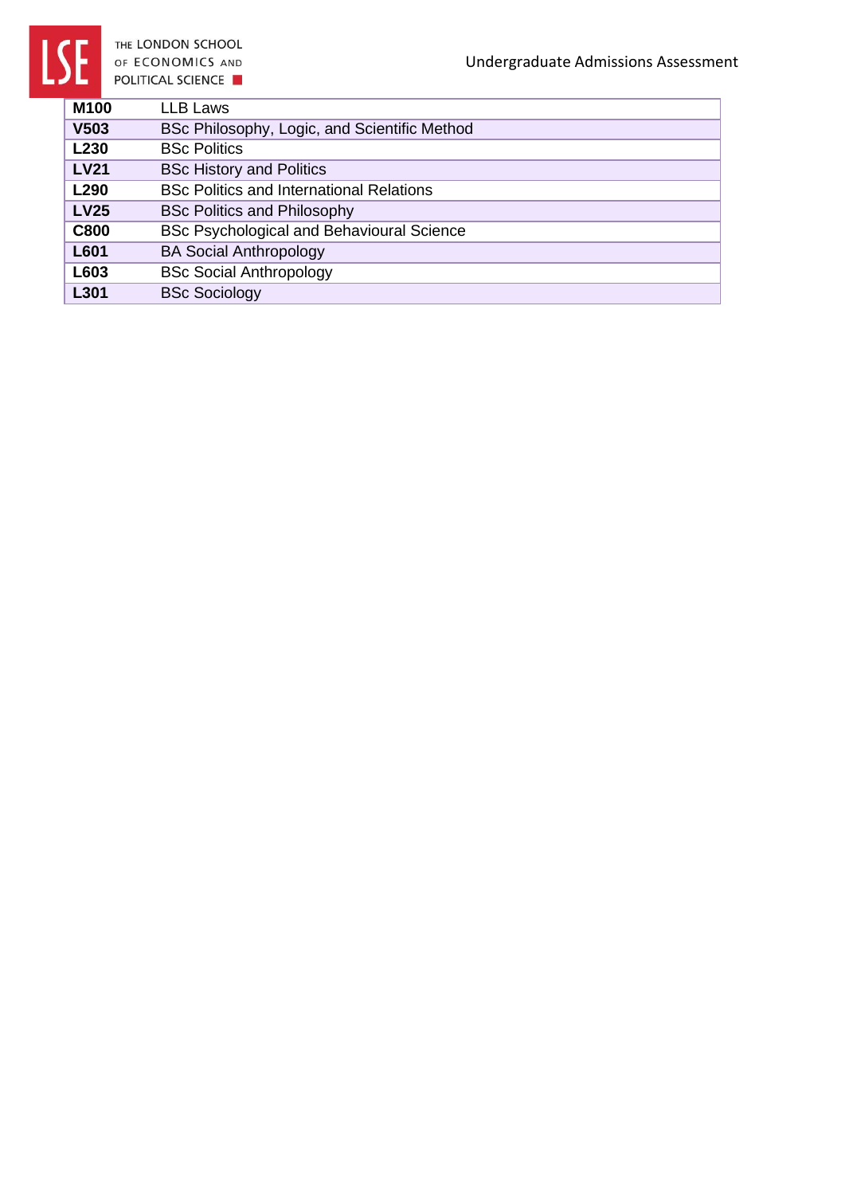| | |
|---|---|
| **M100** | LLB Laws |
| **V503** | BSc Philosophy, Logic, and Scientific Method |
| **L230** | BSc Politics |
| **LV21** | BSc History and Politics |
| **L290** | BSc Politics and International Relations |
| **LV25** | BSc Politics and Philosophy |
| **C800** | BSc Psychological and Behavioural Science |
| **L601** | BA Social Anthropology |
| **L603** | BSc Social Anthropology |
| **L301** | BSc Sociology |